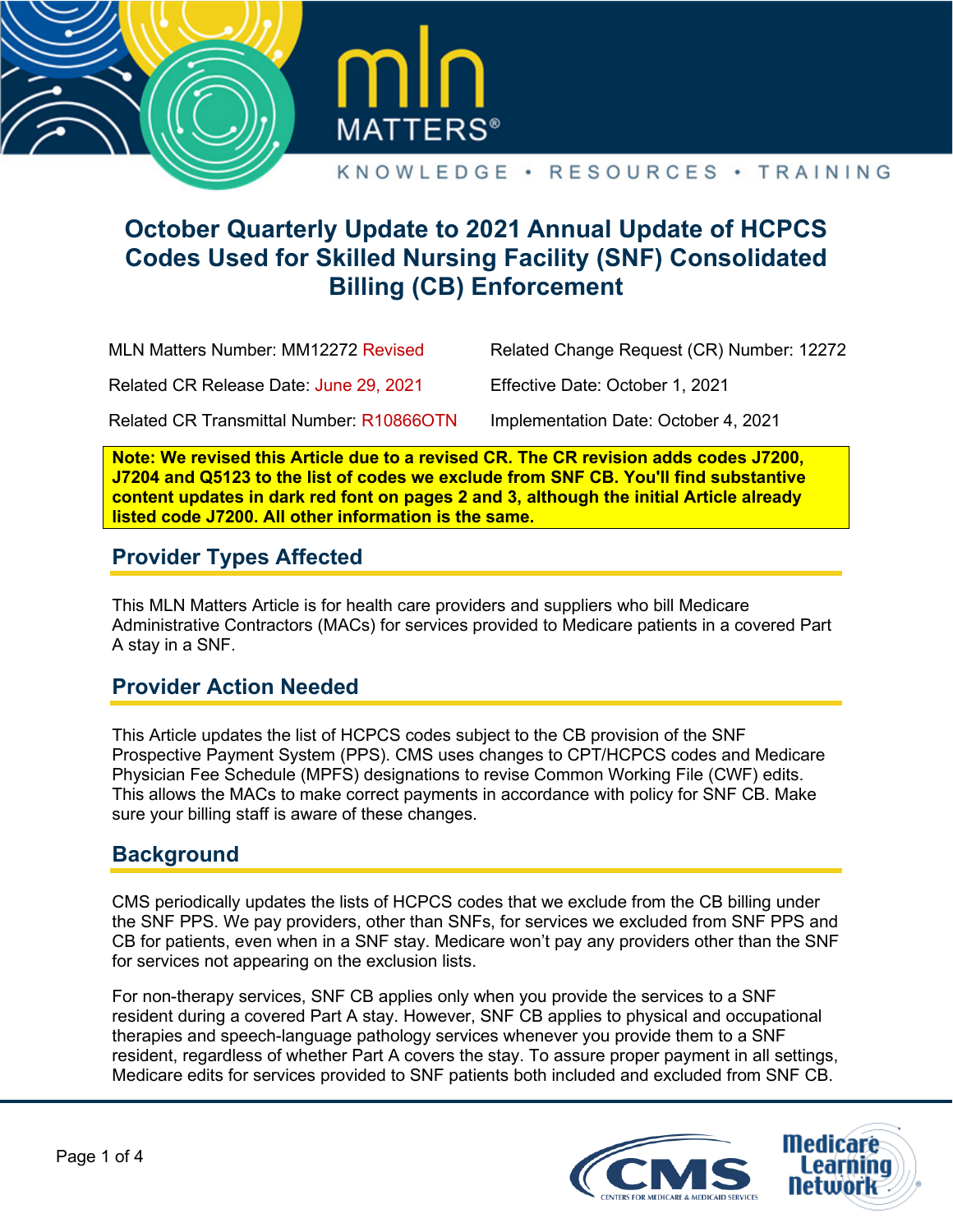# October Quarterly Update to 2021 Annual Update of HCPCS Codes Used for Skilled Nursing Facility (SNF) Consolidated Billing (CB) Enforcement

| | |
|---|---|
| MLN Matters Number: MM12272 Revised | Related Change Request (CR) Number: 12272 |
| Related CR Release Date: June 29, 2021 | Effective Date: October 1, 2021 |
| Related CR Transmittal Number: R10866OTN | Implementation Date: October 4, 2021 |

**Note: We revised this Article due to a revised CR. The CR revision adds codes J7200, J7204 and Q5123 to the list of codes we exclude from SNF CB. You'll find substantive content updates in dark red font on pages 2 and 3, although the initial Article already listed code J7200. All other information is the same.**

## Provider Types Affected

This MLN Matters Article is for health care providers and suppliers who bill Medicare Administrative Contractors (MACs) for services provided to Medicare patients in a covered Part A stay in a SNF.

## Provider Action Needed

This Article updates the list of HCPCS codes subject to the CB provision of the SNF Prospective Payment System (PPS). CMS uses changes to CPT/HCPCS codes and Medicare Physician Fee Schedule (MPFS) designations to revise Common Working File (CWF) edits. This allows the MACs to make correct payments in accordance with policy for SNF CB. Make sure your billing staff is aware of these changes.

## Background

CMS periodically updates the lists of HCPCS codes that we exclude from the CB billing under the SNF PPS. We pay providers, other than SNFs, for services we excluded from SNF PPS and CB for patients, even when in a SNF stay. Medicare won't pay any providers other than the SNF for services not appearing on the exclusion lists.

For non-therapy services, SNF CB applies only when you provide the services to a SNF resident during a covered Part A stay. However, SNF CB applies to physical and occupational therapies and speech-language pathology services whenever you provide them to a SNF resident, regardless of whether Part A covers the stay. To assure proper payment in all settings, Medicare edits for services provided to SNF patients both included and excluded from SNF CB.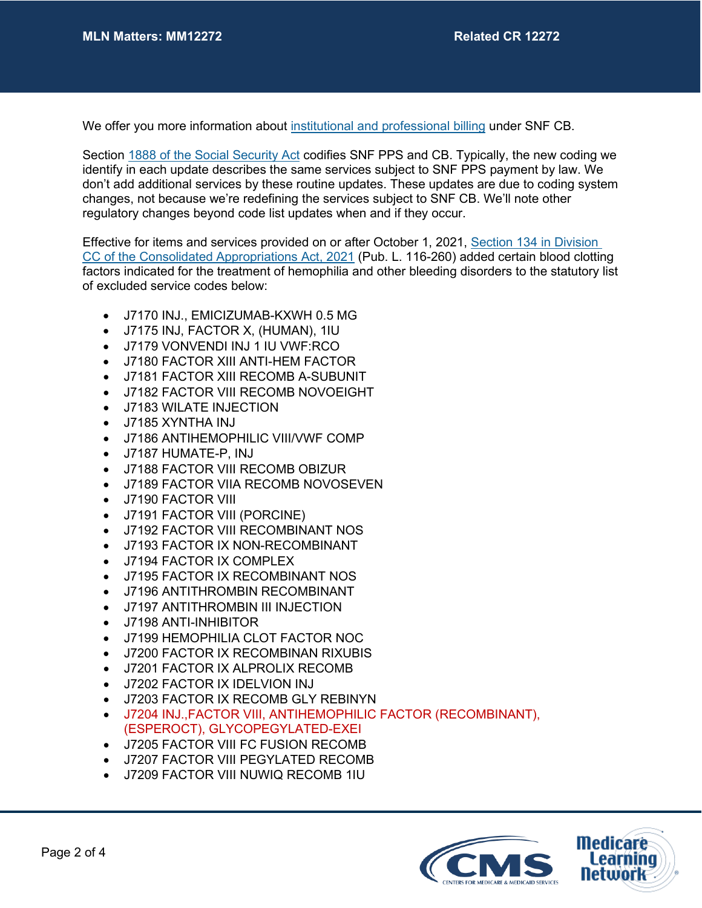We offer you more information about [institutional and professional billing] under SNF CB.

Section [1888 of the Social Security Act] codifies SNF PPS and CB. Typically, the new coding we identify in each update describes the same services subject to SNF PPS payment by law. We don't add additional services by these routine updates. These updates are due to coding system changes, not because we're redefining the services subject to SNF CB. We'll note other regulatory changes beyond code list updates when and if they occur.

Effective for items and services provided on or after October 1, 2021, [Section 134 in Division CC of the Consolidated Appropriations Act, 2021] (Pub. L. 116-260) added certain blood clotting factors indicated for the treatment of hemophilia and other bleeding disorders to the statutory list of excluded service codes below:

- J7170 INJ., EMICIZUMAB-KXWH 0.5 MG
- J7175 INJ, FACTOR X, (HUMAN), 1IU
- J7179 VONVENDI INJ 1 IU VWF:RCO
- J7180 FACTOR XIII ANTI-HEM FACTOR
- J7181 FACTOR XIII RECOMB A-SUBUNIT
- J7182 FACTOR VIII RECOMB NOVOEIGHT
- J7183 WILATE INJECTION
- J7185 XYNTHA INJ
- J7186 ANTIHEMOPHILIC VIII/VWF COMP
- J7187 HUMATE-P, INJ
- J7188 FACTOR VIII RECOMB OBIZUR
- J7189 FACTOR VIIA RECOMB NOVOSEVEN
- J7190 FACTOR VIII
- J7191 FACTOR VIII (PORCINE)
- J7192 FACTOR VIII RECOMBINANT NOS
- J7193 FACTOR IX NON-RECOMBINANT
- J7194 FACTOR IX COMPLEX
- J7195 FACTOR IX RECOMBINANT NOS
- J7196 ANTITHROMBIN RECOMBINANT
- J7197 ANTITHROMBIN III INJECTION
- J7198 ANTI-INHIBITOR
- J7199 HEMOPHILIA CLOT FACTOR NOC
- J7200 FACTOR IX RECOMBINAN RIXUBIS
- J7201 FACTOR IX ALPROLIX RECOMB
- J7202 FACTOR IX IDELVION INJ
- J7203 FACTOR IX RECOMB GLY REBINYN
- J7204 INJ.,FACTOR VIII, ANTIHEMOPHILIC FACTOR (RECOMBINANT), (ESPEROCT), GLYCOPEGYLATED-EXEI
- J7205 FACTOR VIII FC FUSION RECOMB
- J7207 FACTOR VIII PEGYLATED RECOMB
- J7209 FACTOR VIII NUWIQ RECOMB 1IU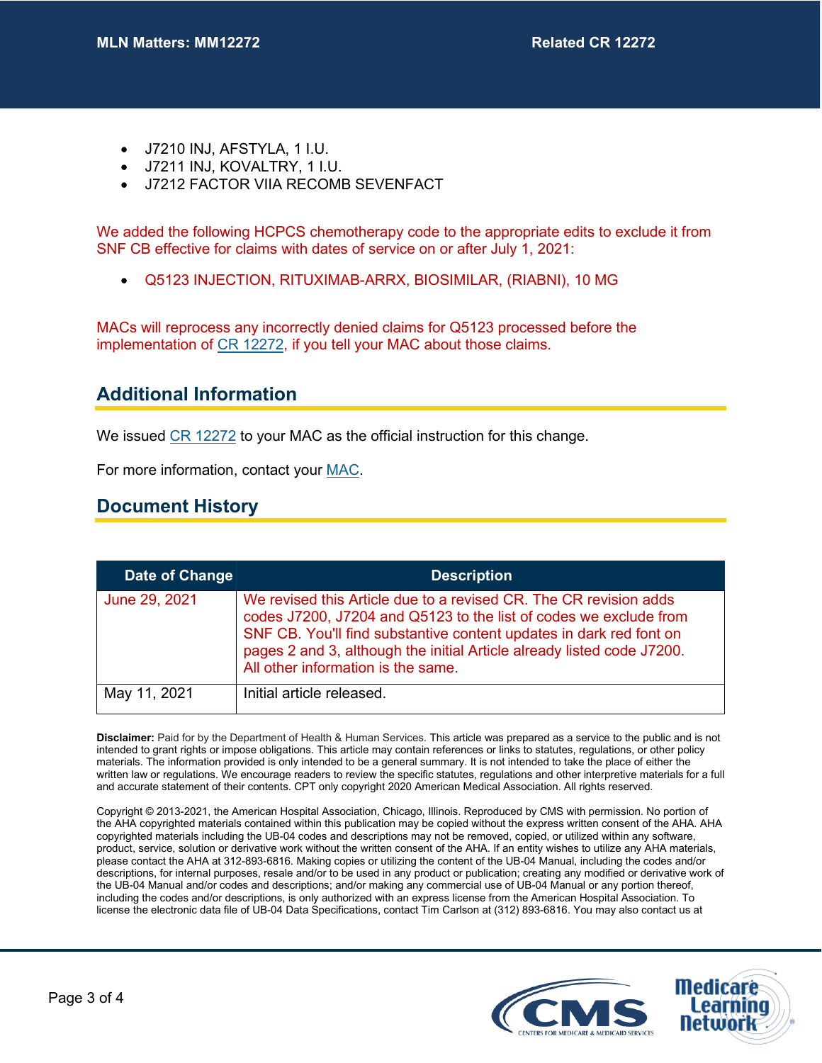- J7210 INJ, AFSTYLA, 1 I.U.
- J7211 INJ, KOVALTRY, 1 I.U.
- J7212 FACTOR VIIA RECOMB SEVENFACT

We added the following HCPCS chemotherapy code to the appropriate edits to exclude it from SNF CB effective for claims with dates of service on or after July 1, 2021:

- Q5123 INJECTION, RITUXIMAB-ARRX, BIOSIMILAR, (RIABNI), 10 MG

MACs will reprocess any incorrectly denied claims for Q5123 processed before the implementation of CR 12272, if you tell your MAC about those claims.

## Additional Information

We issued CR 12272 to your MAC as the official instruction for this change.

For more information, contact your MAC.

## Document History

| Date of Change | Description |
|---|---|
| June 29, 2021 | We revised this Article due to a revised CR. The CR revision adds codes J7200, J7204 and Q5123 to the list of codes we exclude from SNF CB. You'll find substantive content updates in dark red font on pages 2 and 3, although the initial Article already listed code J7200. All other information is the same. |
| May 11, 2021 | Initial article released. |

**Disclaimer:** Paid for by the Department of Health & Human Services. This article was prepared as a service to the public and is not intended to grant rights or impose obligations. This article may contain references or links to statutes, regulations, or other policy materials. The information provided is only intended to be a general summary. It is not intended to take the place of either the written law or regulations. We encourage readers to review the specific statutes, regulations and other interpretive materials for a full and accurate statement of their contents. CPT only copyright 2020 American Medical Association. All rights reserved.

Copyright © 2013-2021, the American Hospital Association, Chicago, Illinois. Reproduced by CMS with permission. No portion of the AHA copyrighted materials contained within this publication may be copied without the express written consent of the AHA. AHA copyrighted materials including the UB-04 codes and descriptions may not be removed, copied, or utilized within any software, product, service, solution or derivative work without the written consent of the AHA. If an entity wishes to utilize any AHA materials, please contact the AHA at 312-893-6816. Making copies or utilizing the content of the UB-04 Manual, including the codes and/or descriptions, for internal purposes, resale and/or to be used in any product or publication; creating any modified or derivative work of the UB-04 Manual and/or codes and descriptions; and/or making any commercial use of UB-04 Manual or any portion thereof, including the codes and/or descriptions, is only authorized with an express license from the American Hospital Association. To license the electronic data file of UB-04 Data Specifications, contact Tim Carlson at (312) 893-6816. You may also contact us at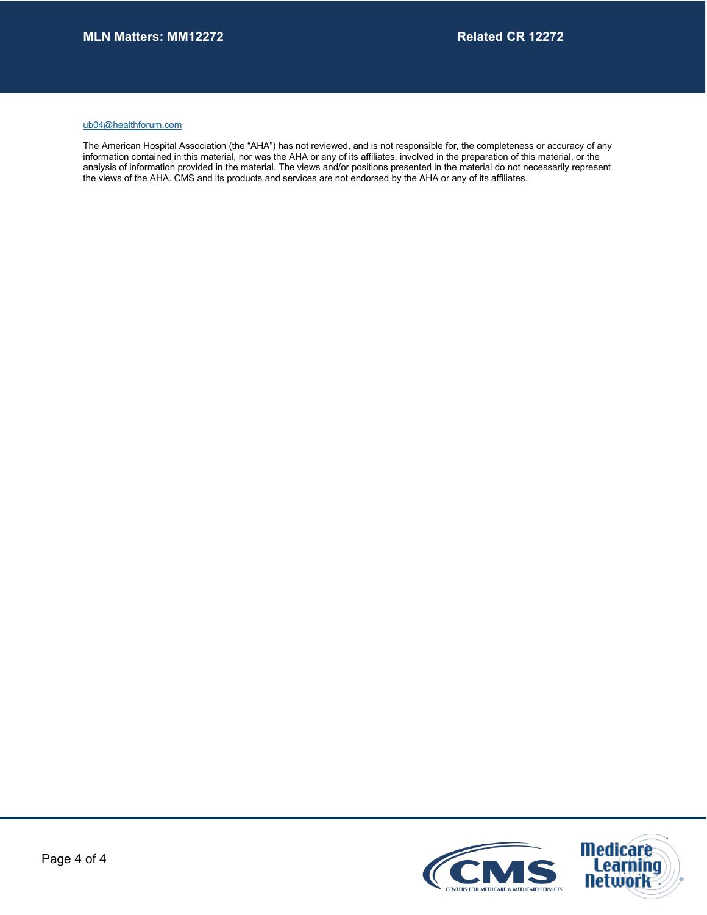ub04@healthforum.com

The American Hospital Association (the "AHA") has not reviewed, and is not responsible for, the completeness or accuracy of any information contained in this material, nor was the AHA or any of its affiliates, involved in the preparation of this material, or the analysis of information provided in the material. The views and/or positions presented in the material do not necessarily represent the views of the AHA. CMS and its products and services are not endorsed by the AHA or any of its affiliates.